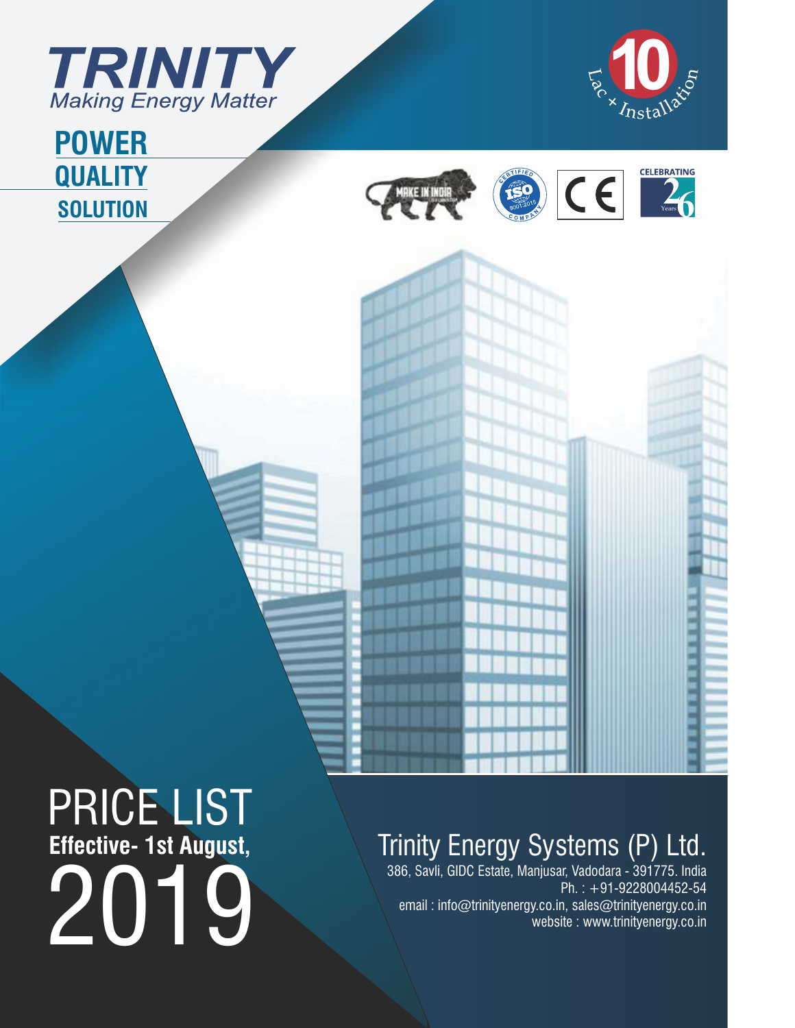# TRINITY

*Making Energy Matter*

## POWER QUALITY SOLUTION

10 Lac + Installation

MAKE IN INDIA

CERTIFIED ISO 9001:2015 COMPANY

CE

CELEBRATING 26 Years

# PRICE LIST

**Effective- 1st August,**

# 2019

## Trinity Energy Systems (P) Ltd.

386, Savli, GIDC Estate, Manjusar, Vadodara - 391775. India

Ph. : +91-9228004452-54

email : info@trinityenergy.co.in, sales@trinityenergy.co.in

website : www.trinityenergy.co.in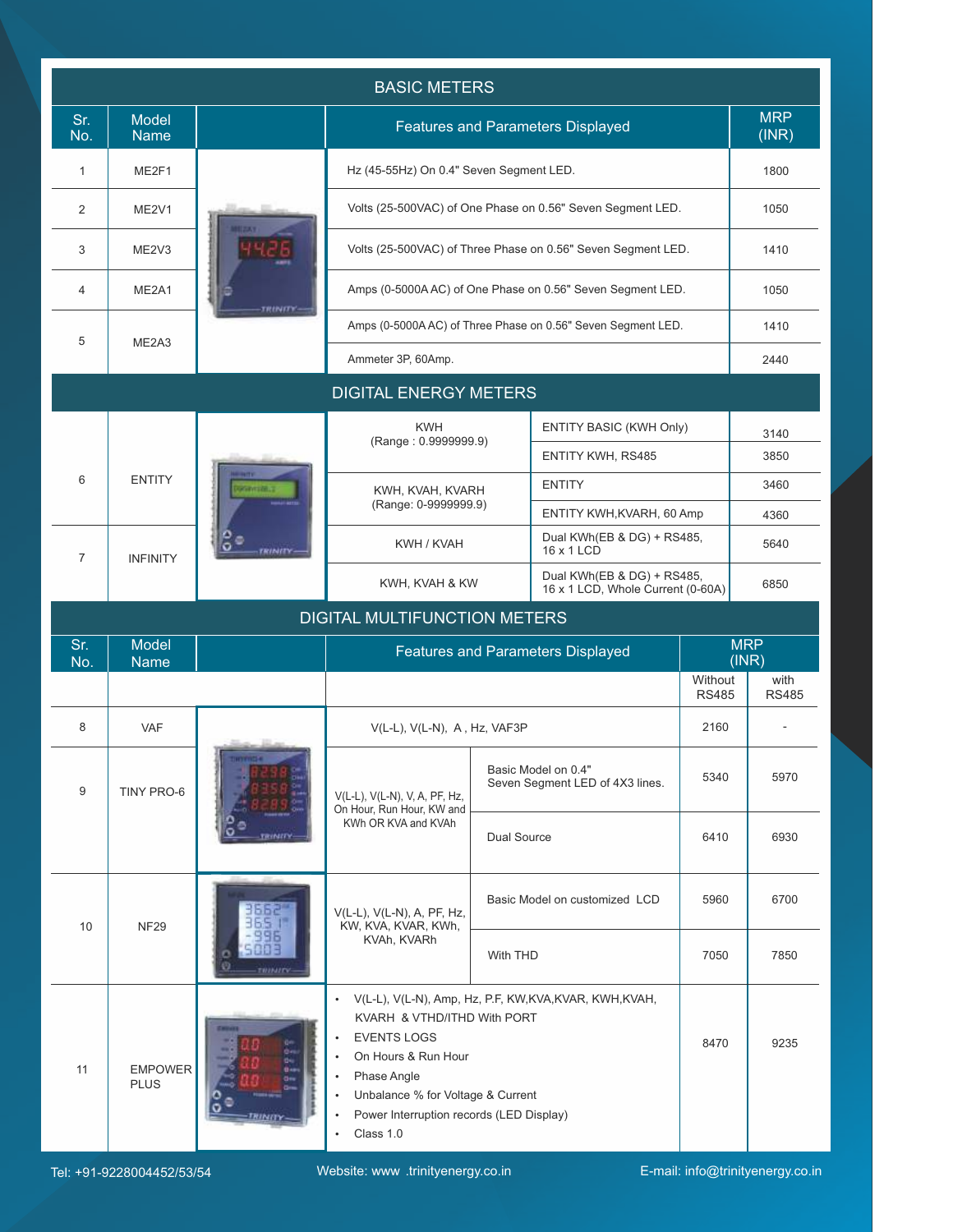## BASIC METERS

| Sr. No. | Model Name | Features and Parameters Displayed | MRP (INR) |
|---|---|---|---|
| 1 | ME2F1 | Hz (45-55Hz) On 0.4" Seven Segment LED. | 1800 |
| 2 | ME2V1 | Volts (25-500VAC) of One Phase on 0.56" Seven Segment LED. | 1050 |
| 3 | ME2V3 | Volts (25-500VAC) of Three Phase on 0.56" Seven Segment LED. | 1410 |
| 4 | ME2A1 | Amps (0-5000A AC) of One Phase on 0.56" Seven Segment LED. | 1050 |
| 5 | ME2A3 | Amps (0-5000A AC) of Three Phase on 0.56" Seven Segment LED. | 1410 |
| | | Ammeter 3P, 60Amp. | 2440 |

## DIGITAL ENERGY METERS

| Sr. No. | Model Name | Parameters | Variant | MRP (INR) |
|---|---|---|---|---|
| 6 | ENTITY | KWH (Range : 0.9999999.9) | ENTITY BASIC (KWH Only) | 3140 |
| | | | ENTITY KWH, RS485 | 3850 |
| | | KWH, KVAH, KVARH (Range: 0-9999999.9) | ENTITY | 3460 |
| | | | ENTITY KWH,KVARH, 60 Amp | 4360 |
| 7 | INFINITY | KWH / KVAH | Dual KWH(EB & DG) + RS485, 16 x 1 LCD | 5640 |
| | | KWH, KVAH & KW | Dual KWH(EB & DG) + RS485, 16 x 1 LCD, Whole Current (0-60A) | 6850 |

## DIGITAL MULTIFUNCTION METERS

| Sr. No. | Model Name | Features and Parameters Displayed | | MRP (INR) Without RS485 | MRP (INR) with RS485 |
|---|---|---|---|---|---|
| 8 | VAF | V(L-L), V(L-N), A , Hz, VAF3P | | 2160 | - |
| 9 | TINY PRO-6 | V(L-L), V(L-N), V, A, PF, Hz, On Hour, Run Hour, KW and KWh OR KVA and KVAh | Basic Model on 0.4" Seven Segment LED of 4X3 lines. | 5340 | 5970 |
| | | | Dual Source | 6410 | 6930 |
| 10 | NF29 | V(L-L), V(L-N), A, PF, Hz, KW, KVA, KVAR, KWh, KVAh, KVARh | Basic Model on customized LCD | 5960 | 6700 |
| | | | With THD | 7050 | 7850 |
| 11 | EMPOWER PLUS | • V(L-L), V(L-N), Amp, Hz, P.F, KW,KVA,KVAR, KWH,KVAH, KVARH & VTHD/ITHD With PORT<br>• EVENTS LOGS<br>• On Hours & Run Hour<br>• Phase Angle<br>• Unbalance % for Voltage & Current<br>• Power Interruption records (LED Display)<br>• Class 1.0 | | 8470 | 9235 |

Tel: +91-9228004452/53/54 Website: www .trinityenergy.co.in E-mail: info@trinityenergy.co.in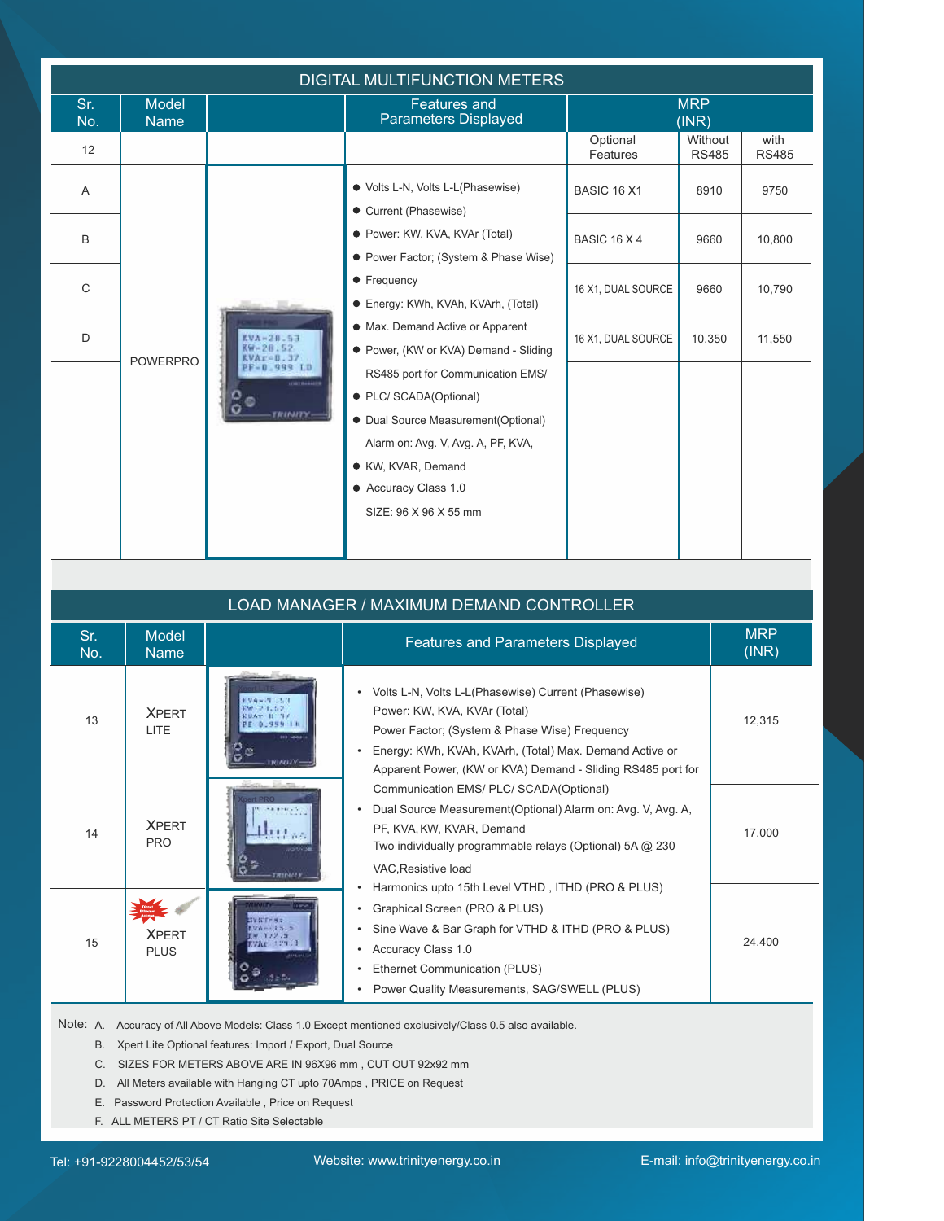## DIGITAL MULTIFUNCTION METERS

| Sr. No. | Model Name | | Features and Parameters Displayed | MRP (INR) | | |
|---|---|---|---|---|---|---|
| 12 | | | | Optional Features | Without RS485 | with RS485 |
| A | POWERPRO | | ● Volts L-N, Volts L-L(Phasewise)<br>● Current (Phasewise)<br>● Power: KW, KVA, KVAr (Total)<br>● Power Factor; (System & Phase Wise)<br>● Frequency<br>● Energy: KWh, KVAh, KVArh, (Total)<br>● Max. Demand Active or Apparent<br>● Power, (KW or KVA) Demand - Sliding RS485 port for Communication EMS/<br>● PLC/ SCADA(Optional)<br>● Dual Source Measurement(Optional) Alarm on: Avg. V, Avg. A, PF, KVA,<br>● KW, KVAR, Demand<br>● Accuracy Class 1.0<br>SIZE: 96 X 96 X 55 mm | BASIC 16 X1 | 8910 | 9750 |
| B | | | | BASIC 16 X 4 | 9660 | 10,800 |
| C | | | | 16 X1, DUAL SOURCE | 9660 | 10,790 |
| D | | | | 16 X1, DUAL SOURCE | 10,350 | 11,550 |

## LOAD MANAGER / MAXIMUM DEMAND CONTROLLER

| Sr. No. | Model Name | | Features and Parameters Displayed | MRP (INR) |
|---|---|---|---|---|
| 13 | XPERT LITE | | • Volts L-N, Volts L-L(Phasewise) Current (Phasewise) Power: KW, KVA, KVAr (Total) Power Factor; (System & Phase Wise) Frequency<br>• Energy: KWh, KVAh, KVArh, (Total) Max. Demand Active or Apparent Power, (KW or KVA) Demand - Sliding RS485 port for Communication EMS/ PLC/ SCADA(Optional)<br>• Dual Source Measurement(Optional) Alarm on: Avg. V, Avg. A, PF, KVA, KW, KVAR, Demand Two individually programmable relays (Optional) 5A @ 230 VAC,Resistive load<br>• Harmonics upto 15th Level VTHD , ITHD (PRO & PLUS)<br>• Graphical Screen (PRO & PLUS)<br>• Sine Wave & Bar Graph for VTHD & ITHD (PRO & PLUS)<br>• Accuracy Class 1.0<br>• Ethernet Communication (PLUS)<br>• Power Quality Measurements, SAG/SWELL (PLUS) | 12,315 |
| 14 | XPERT PRO | | | 17,000 |
| 15 | XPERT PLUS | | | 24,400 |

Note:
A. Accuracy of All Above Models: Class 1.0 Except mentioned exclusively/Class 0.5 also available.
B. Xpert Lite Optional features: Import / Export, Dual Source
C. SIZES FOR METERS ABOVE ARE IN 96X96 mm , CUT OUT 92x92 mm
D. All Meters available with Hanging CT upto 70Amps , PRICE on Request
E. Password Protection Available , Price on Request
F. ALL METERS PT / CT Ratio Site Selectable

Tel: +91-9228004452/53/54 Website: www.trinityenergy.co.in E-mail: info@trinityenergy.co.in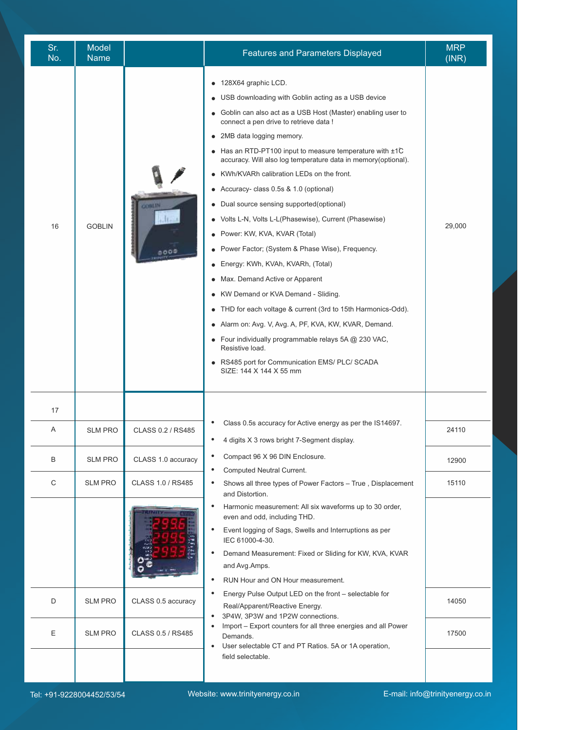| Sr. No. | Model Name | | Features and Parameters Displayed | MRP (INR) |
|---|---|---|---|---|
| 16 | GOBLIN | | • 128X64 graphic LCD.<br>• USB downloading with Goblin acting as a USB device<br>• Goblin can also act as a USB Host (Master) enabling user to connect a pen drive to retrieve data !<br>• 2MB data logging memory.<br>• Has an RTD-PT100 input to measure temperature with ±1̊C accuracy. Will also log temperature data in memory(optional).<br>• KWh/KVARh calibration LEDs on the front.<br>• Accuracy- class 0.5s & 1.0 (optional)<br>• Dual source sensing supported(optional)<br>• Volts L-N, Volts L-L(Phasewise), Current (Phasewise)<br>• Power: KW, KVA, KVAR (Total)<br>• Power Factor; (System & Phase Wise), Frequency.<br>• Energy: KWh, KVAh, KVARh, (Total)<br>• Max. Demand Active or Apparent<br>• KW Demand or KVA Demand - Sliding.<br>• THD for each voltage & current (3rd to 15th Harmonics-Odd).<br>• Alarm on: Avg. V, Avg. A, PF, KVA, KW, KVAR, Demand.<br>• Four individually programmable relays 5A @ 230 VAC, Resistive load.<br>• RS485 port for Communication EMS/ PLC/ SCADA<br>SIZE: 144 X 144 X 55 mm | 29,000 |
| 17 | | | • Class 0.5s accuracy for Active energy as per the IS14697.<br>• 4 digits X 3 rows bright 7-Segment display.<br>• Compact 96 X 96 DIN Enclosure.<br>• Computed Neutral Current.<br>• Shows all three types of Power Factors – True , Displacement and Distortion.<br>• Harmonic measurement: All six waveforms up to 30 order, even and odd, including THD.<br>• Event logging of Sags, Swells and Interruptions as per IEC 61000-4-30.<br>• Demand Measurement: Fixed or Sliding for KW, KVA, KVAR and Avg.Amps.<br>• RUN Hour and ON Hour measurement.<br>• Energy Pulse Output LED on the front – selectable for Real/Apparent/Reactive Energy.<br>• 3P4W, 3P3W and 1P2W connections.<br>• Import – Export counters for all three energies and all Power Demands.<br>• User selectable CT and PT Ratios. 5A or 1A operation, field selectable. | |
| A | SLM PRO | CLASS 0.2 / RS485 | | 24110 |
| B | SLM PRO | CLASS 1.0 accuracy | | 12900 |
| C | SLM PRO | CLASS 1.0 / RS485 | | 15110 |
| D | SLM PRO | CLASS 0.5 accuracy | | 14050 |
| E | SLM PRO | CLASS 0.5 / RS485 | | 17500 |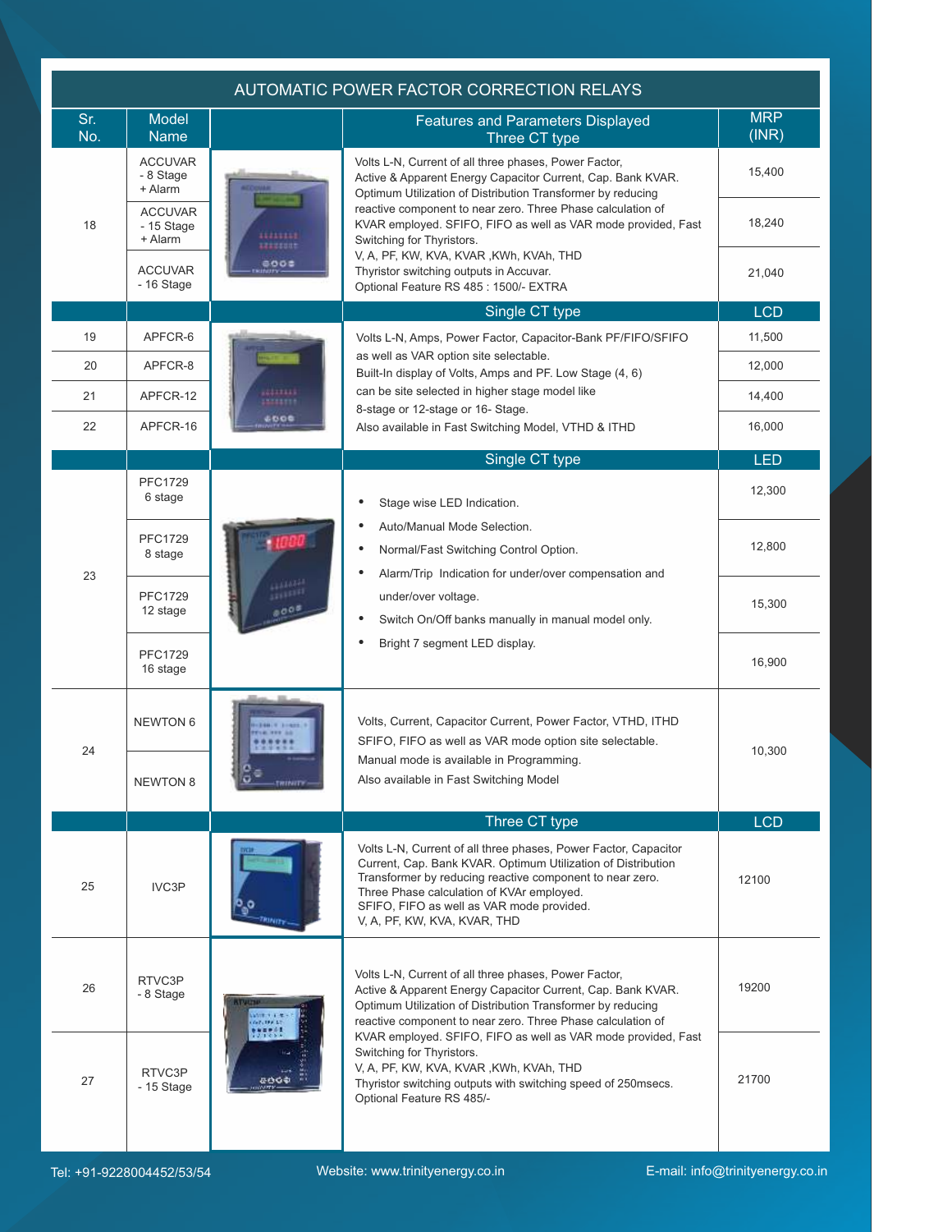## AUTOMATIC POWER FACTOR CORRECTION RELAYS

| Sr. No. | Model Name | | Features and Parameters Displayed Three CT type | MRP (INR) |
|---|---|---|---|---|
| 18 | ACCUVAR - 8 Stage + Alarm | | Volts L-N, Current of all three phases, Power Factor, Active & Apparent Energy Capacitor Current, Cap. Bank KVAR. Optimum Utilization of Distribution Transformer by reducing reactive component to near zero. Three Phase calculation of KVAR employed. SFIFO, FIFO as well as VAR mode provided, Fast Switching for Thyristors. V, A, PF, KW, KVA, KVAR ,KWh, KVAh, THD Thyristor switching outputs in Accuvar. Optional Feature RS 485 : 1500/- EXTRA | 15,400 |
| | ACCUVAR - 15 Stage + Alarm | | | 18,240 |
| | ACCUVAR - 16 Stage | | | 21,040 |
| | | | Single CT type | LCD |
| 19 | APFCR-6 | | Volts L-N, Amps, Power Factor, Capacitor-Bank PF/FIFO/SFIFO as well as VAR option site selectable. Built-In display of Volts, Amps and PF. Low Stage (4, 6) can be site selected in higher stage model like 8-stage or 12-stage or 16- Stage. Also available in Fast Switching Model, VTHD & ITHD | 11,500 |
| 20 | APFCR-8 | | | 12,000 |
| 21 | APFCR-12 | | | 14,400 |
| 22 | APFCR-16 | | | 16,000 |
| | | | Single CT type | LED |
| 23 | PFC1729 6 stage | | • Stage wise LED Indication. • Auto/Manual Mode Selection. • Normal/Fast Switching Control Option. • Alarm/Trip Indication for under/over compensation and under/over voltage. • Switch On/Off banks manually in manual model only. • Bright 7 segment LED display. | 12,300 |
| | PFC1729 8 stage | | | 12,800 |
| | PFC1729 12 stage | | | 15,300 |
| | PFC1729 16 stage | | | 16,900 |
| 24 | NEWTON 6 | | Volts, Current, Capacitor Current, Power Factor, VTHD, ITHD SFIFO, FIFO as well as VAR mode option site selectable. Manual mode is available in Programming. Also available in Fast Switching Model | 10,300 |
| | NEWTON 8 | | | |
| | | | Three CT type | LCD |
| 25 | IVC3P | | Volts L-N, Current of all three phases, Power Factor, Capacitor Current, Cap. Bank KVAR. Optimum Utilization of Distribution Transformer by reducing reactive component to near zero. Three Phase calculation of KVAr employed. SFIFO, FIFO as well as VAR mode provided. V, A, PF, KW, KVA, KVAR, THD | 12100 |
| 26 | RTVC3P - 8 Stage | | Volts L-N, Current of all three phases, Power Factor, Active & Apparent Energy Capacitor Current, Cap. Bank KVAR. Optimum Utilization of Distribution Transformer by reducing reactive component to near zero. Three Phase calculation of KVAR employed. SFIFO, FIFO as well as VAR mode provided, Fast Switching for Thyristors. V, A, PF, KW, KVA, KVAR ,KWh, KVAh, THD Thyristor switching outputs with switching speed of 250msecs. Optional Feature RS 485/- | 19200 |
| 27 | RTVC3P - 15 Stage | | | 21700 |

Tel: +91-9228004452/53/54 Website: www.trinityenergy.co.in E-mail: info@trinityenergy.co.in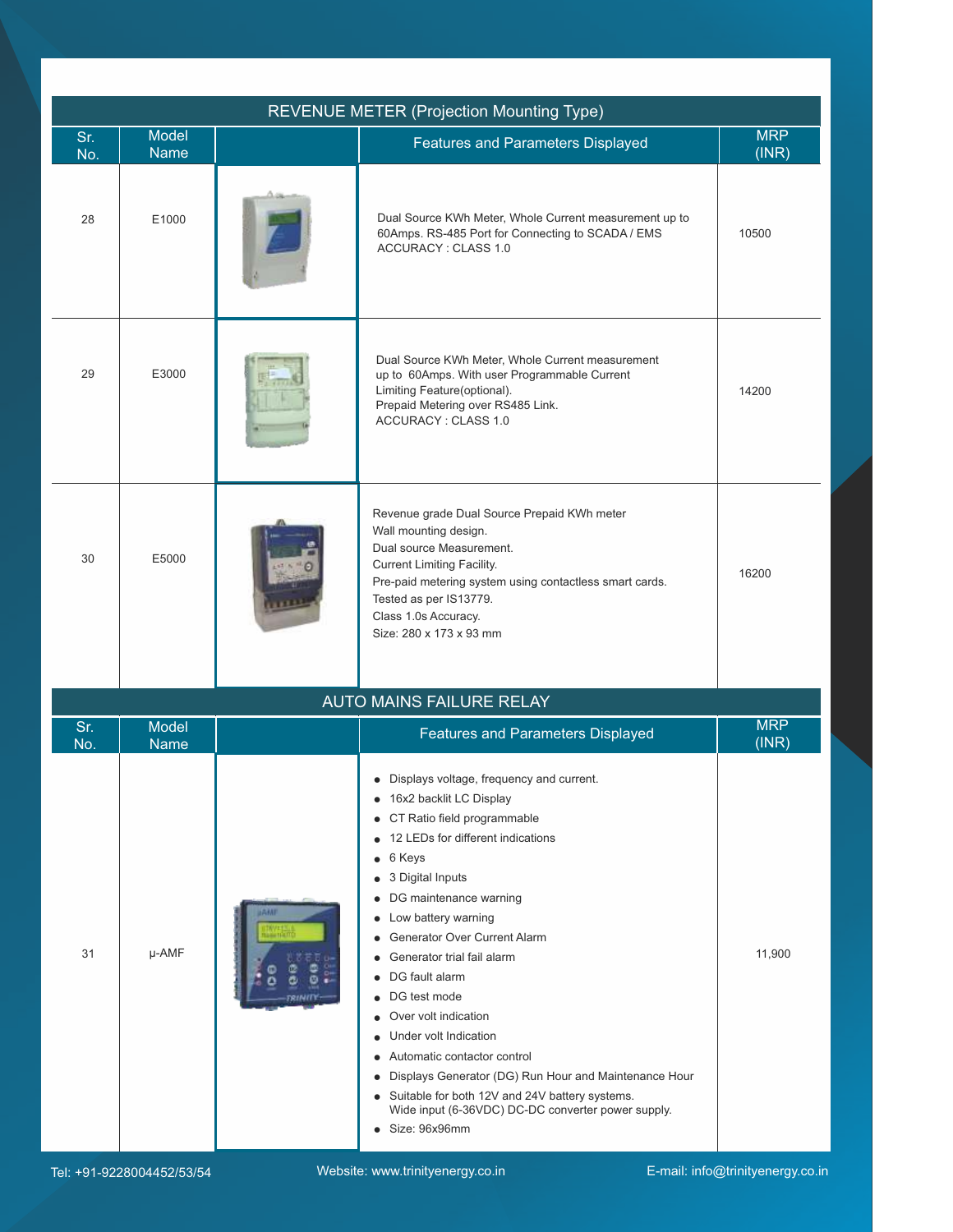## REVENUE METER (Projection Mounting Type)

| Sr. No. | Model Name | | Features and Parameters Displayed | MRP (INR) |
|---|---|---|---|---|
| 28 | E1000 | | Dual Source KWh Meter, Whole Current measurement up to 60Amps. RS-485 Port for Connecting to SCADA / EMS<br>ACCURACY : CLASS 1.0 | 10500 |
| 29 | E3000 | | Dual Source KWh Meter, Whole Current measurement up to 60Amps. With user Programmable Current Limiting Feature(optional).<br>Prepaid Metering over RS485 Link.<br>ACCURACY : CLASS 1.0 | 14200 |
| 30 | E5000 | | Revenue grade Dual Source Prepaid KWh meter<br>Wall mounting design.<br>Dual source Measurement.<br>Current Limiting Facility.<br>Pre-paid metering system using contactless smart cards.<br>Tested as per IS13779.<br>Class 1.0s Accuracy.<br>Size: 280 x 173 x 93 mm | 16200 |

## AUTO MAINS FAILURE RELAY

| Sr. No. | Model Name | | Features and Parameters Displayed | MRP (INR) |
|---|---|---|---|---|
| 31 | µ-AMF | | • Displays voltage, frequency and current.<br>• 16x2 backlit LC Display<br>• CT Ratio field programmable<br>• 12 LEDs for different indications<br>• 6 Keys<br>• 3 Digital Inputs<br>• DG maintenance warning<br>• Low battery warning<br>• Generator Over Current Alarm<br>• Generator trial fail alarm<br>• DG fault alarm<br>• DG test mode<br>• Over volt indication<br>• Under volt Indication<br>• Automatic contactor control<br>• Displays Generator (DG) Run Hour and Maintenance Hour<br>• Suitable for both 12V and 24V battery systems. Wide input (6-36VDC) DC-DC converter power supply.<br>• Size: 96x96mm | 11,900 |

Tel: +91-9228004452/53/54 Website: www.trinityenergy.co.in E-mail: info@trinityenergy.co.in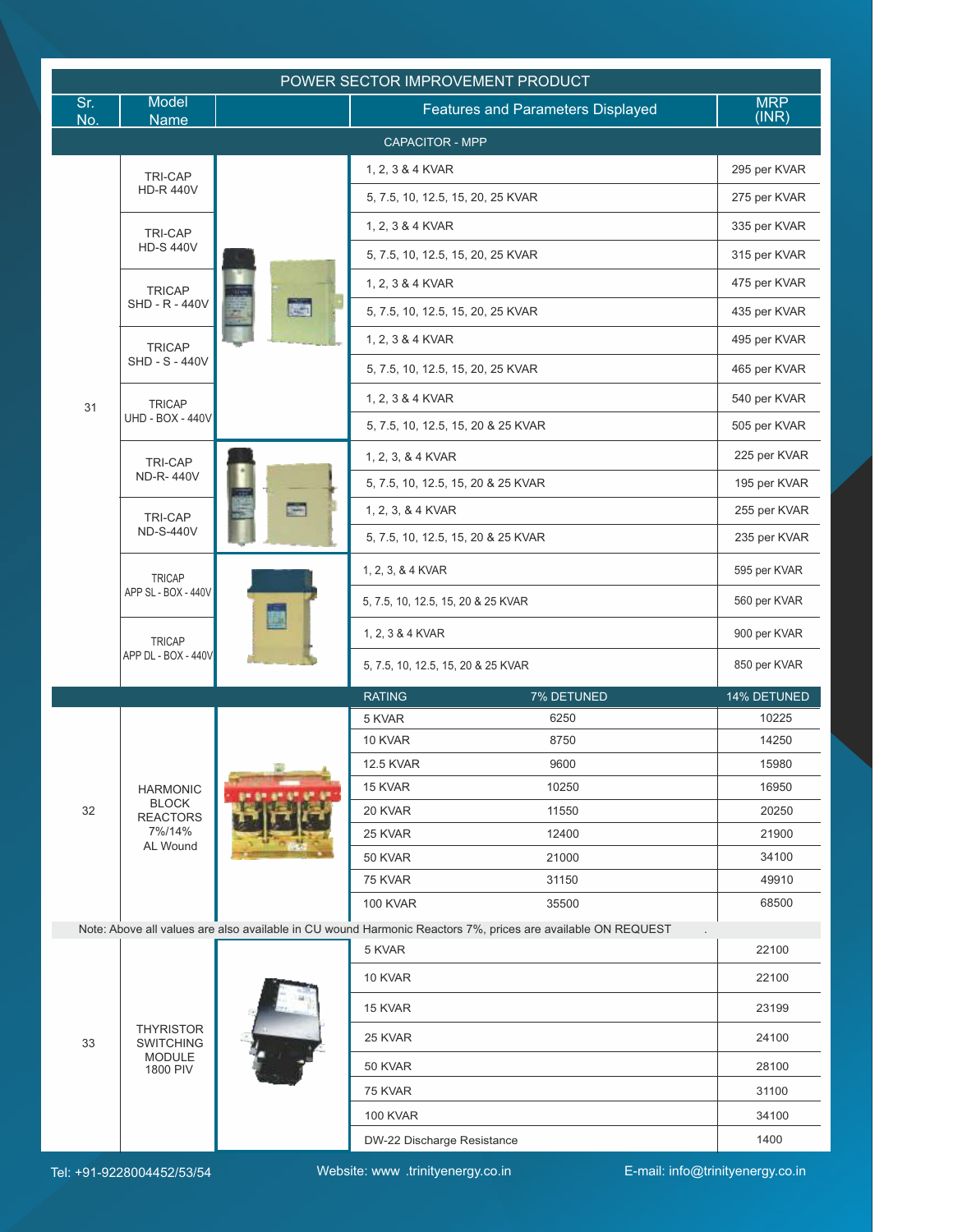## POWER SECTOR IMPROVEMENT PRODUCT

| Sr. No. | Model Name | | Features and Parameters Displayed | | MRP (INR) |
|---|---|---|---|---|---|
| **CAPACITOR - MPP** | | | | | |
| 31 | TRI-CAP HD-R 440V | | 1, 2, 3 & 4 KVAR | | 295 per KVAR |
| | | | 5, 7.5, 10, 12.5, 15, 20, 25 KVAR | | 275 per KVAR |
| | TRI-CAP HD-S 440V | | 1, 2, 3 & 4 KVAR | | 335 per KVAR |
| | | | 5, 7.5, 10, 12.5, 15, 20, 25 KVAR | | 315 per KVAR |
| | TRICAP SHD - R - 440V | | 1, 2, 3 & 4 KVAR | | 475 per KVAR |
| | | | 5, 7.5, 10, 12.5, 15, 20, 25 KVAR | | 435 per KVAR |
| | TRICAP SHD - S - 440V | | 1, 2, 3 & 4 KVAR | | 495 per KVAR |
| | | | 5, 7.5, 10, 12.5, 15, 20, 25 KVAR | | 465 per KVAR |
| | TRICAP UHD - BOX - 440V | | 1, 2, 3 & 4 KVAR | | 540 per KVAR |
| | | | 5, 7.5, 10, 12.5, 15, 20 & 25 KVAR | | 505 per KVAR |
| | TRI-CAP ND-R- 440V | | 1, 2, 3, & 4 KVAR | | 225 per KVAR |
| | | | 5, 7.5, 10, 12.5, 15, 20 & 25 KVAR | | 195 per KVAR |
| | TRI-CAP ND-S-440V | | 1, 2, 3, & 4 KVAR | | 255 per KVAR |
| | | | 5, 7.5, 10, 12.5, 15, 20 & 25 KVAR | | 235 per KVAR |
| | TRICAP APP SL - BOX - 440V | | 1, 2, 3, & 4 KVAR | | 595 per KVAR |
| | | | 5, 7.5, 10, 12.5, 15, 20 & 25 KVAR | | 560 per KVAR |
| | TRICAP APP DL - BOX - 440V | | 1, 2, 3 & 4 KVAR | | 900 per KVAR |
| | | | 5, 7.5, 10, 12.5, 15, 20 & 25 KVAR | | 850 per KVAR |
| | | | **RATING** | **7% DETUNED** | **14% DETUNED** |
| 32 | HARMONIC BLOCK REACTORS 7%/14% AL Wound | | 5 KVAR | 6250 | 10225 |
| | | | 10 KVAR | 8750 | 14250 |
| | | | 12.5 KVAR | 9600 | 15980 |
| | | | 15 KVAR | 10250 | 16950 |
| | | | 20 KVAR | 11550 | 20250 |
| | | | 25 KVAR | 12400 | 21900 |
| | | | 50 KVAR | 21000 | 34100 |
| | | | 75 KVAR | 31150 | 49910 |
| | | | 100 KVAR | 35500 | 68500 |
| Note: Above all values are also available in CU wound Harmonic Reactors 7%, prices are available ON REQUEST | | | | | |
| 33 | THYRISTOR SWITCHING MODULE 1800 PIV | | 5 KVAR | | 22100 |
| | | | 10 KVAR | | 22100 |
| | | | 15 KVAR | | 23199 |
| | | | 25 KVAR | | 24100 |
| | | | 50 KVAR | | 28100 |
| | | | 75 KVAR | | 31100 |
| | | | 100 KVAR | | 34100 |
| | | | DW-22 Discharge Resistance | | 1400 |

Tel: +91-9228004452/53/54 Website: www .trinityenergy.co.in E-mail: info@trinityenergy.co.in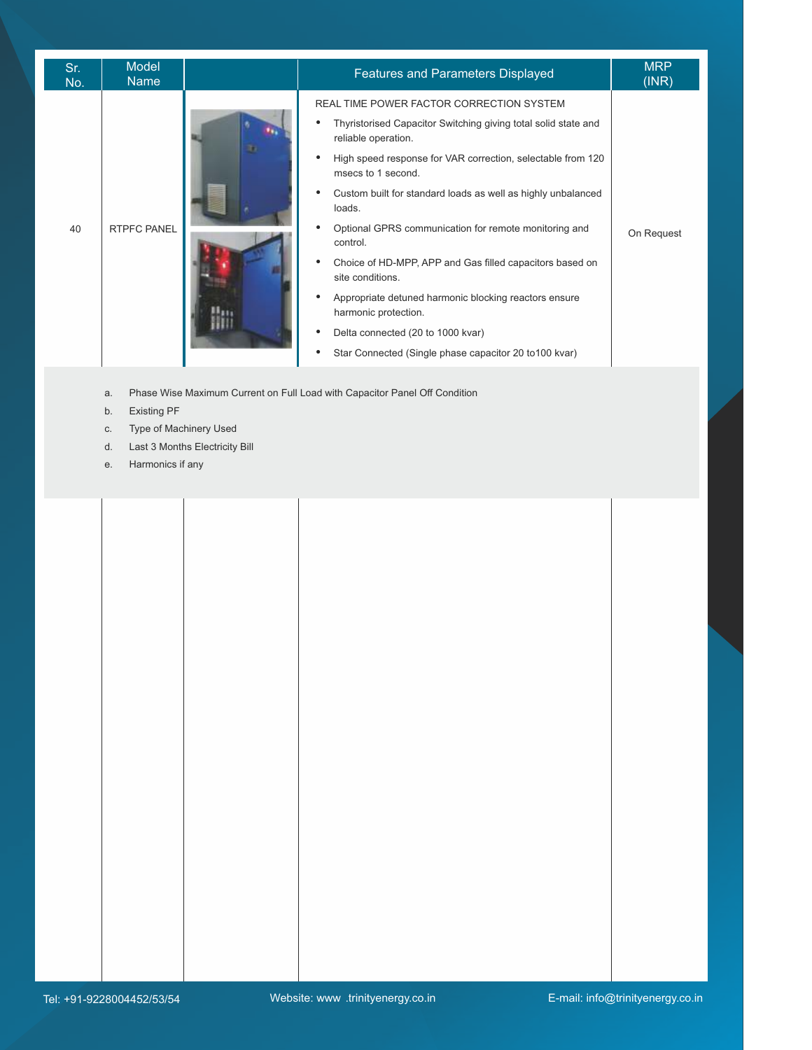| Sr. No. | Model Name | | Features and Parameters Displayed | MRP (INR) |
|---|---|---|---|---|
| 40 | RTPFC PANEL | | REAL TIME POWER FACTOR CORRECTION SYSTEM<br>• Thyristorised Capacitor Switching giving total solid state and reliable operation.<br>• High speed response for VAR correction, selectable from 120 msecs to 1 second.<br>• Custom built for standard loads as well as highly unbalanced loads.<br>• Optional GPRS communication for remote monitoring and control.<br>• Choice of HD-MPP, APP and Gas filled capacitors based on site conditions.<br>• Appropriate detuned harmonic blocking reactors ensure harmonic protection.<br>• Delta connected (20 to 1000 kvar)<br>• Star Connected (Single phase capacitor 20 to100 kvar) | On Request |

a. Phase Wise Maximum Current on Full Load with Capacitor Panel Off Condition
b. Existing PF
c. Type of Machinery Used
d. Last 3 Months Electricity Bill
e. Harmonics if any

Tel: +91-9228004452/53/54 | Website: www .trinityenergy.co.in | E-mail: info@trinityenergy.co.in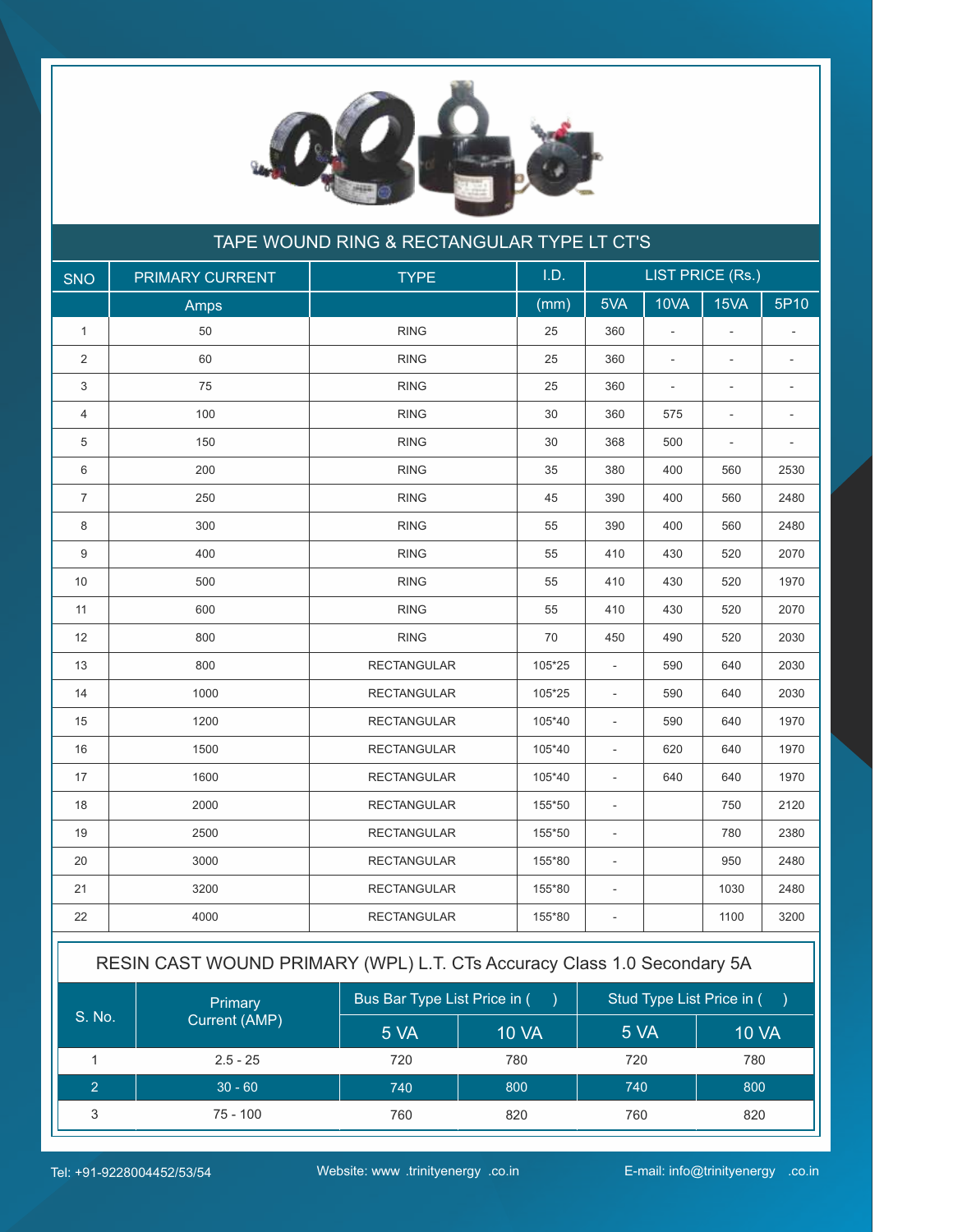## TAPE WOUND RING & RECTANGULAR TYPE LT CT'S

| SNO | PRIMARY CURRENT | TYPE | I.D. | LIST PRICE (Rs.) | | | |
|---|---|---|---|---|---|---|---|
| | Amps | | (mm) | 5VA | 10VA | 15VA | 5P10 |
| 1 | 50 | RING | 25 | 360 | - | - | - |
| 2 | 60 | RING | 25 | 360 | - | - | - |
| 3 | 75 | RING | 25 | 360 | - | - | - |
| 4 | 100 | RING | 30 | 360 | 575 | - | - |
| 5 | 150 | RING | 30 | 368 | 500 | - | - |
| 6 | 200 | RING | 35 | 380 | 400 | 560 | 2530 |
| 7 | 250 | RING | 45 | 390 | 400 | 560 | 2480 |
| 8 | 300 | RING | 55 | 390 | 400 | 560 | 2480 |
| 9 | 400 | RING | 55 | 410 | 430 | 520 | 2070 |
| 10 | 500 | RING | 55 | 410 | 430 | 520 | 1970 |
| 11 | 600 | RING | 55 | 410 | 430 | 520 | 2070 |
| 12 | 800 | RING | 70 | 450 | 490 | 520 | 2030 |
| 13 | 800 | RECTANGULAR | 105*25 | - | 590 | 640 | 2030 |
| 14 | 1000 | RECTANGULAR | 105*25 | - | 590 | 640 | 2030 |
| 15 | 1200 | RECTANGULAR | 105*40 | - | 590 | 640 | 1970 |
| 16 | 1500 | RECTANGULAR | 105*40 | - | 620 | 640 | 1970 |
| 17 | 1600 | RECTANGULAR | 105*40 | - | 640 | 640 | 1970 |
| 18 | 2000 | RECTANGULAR | 155*50 | - | | 750 | 2120 |
| 19 | 2500 | RECTANGULAR | 155*50 | - | | 780 | 2380 |
| 20 | 3000 | RECTANGULAR | 155*80 | - | | 950 | 2480 |
| 21 | 3200 | RECTANGULAR | 155*80 | - | | 1030 | 2480 |
| 22 | 4000 | RECTANGULAR | 155*80 | - | | 1100 | 3200 |

## RESIN CAST WOUND PRIMARY (WPL) L.T. CTs Accuracy Class 1.0 Secondary 5A

| S. No. | Primary Current (AMP) | Bus Bar Type List Price in ( ) | | Stud Type List Price in ( ) | |
|---|---|---|---|---|---|
| | | 5 VA | 10 VA | 5 VA | 10 VA |
| 1 | 2.5 - 25 | 720 | 780 | 720 | 780 |
| 2 | 30 - 60 | 740 | 800 | 740 | 800 |
| 3 | 75 - 100 | 760 | 820 | 760 | 820 |

Tel: +91-9228004452/53/54 Website: www .trinityenergy .co.in E-mail: info@trinityenergy .co.in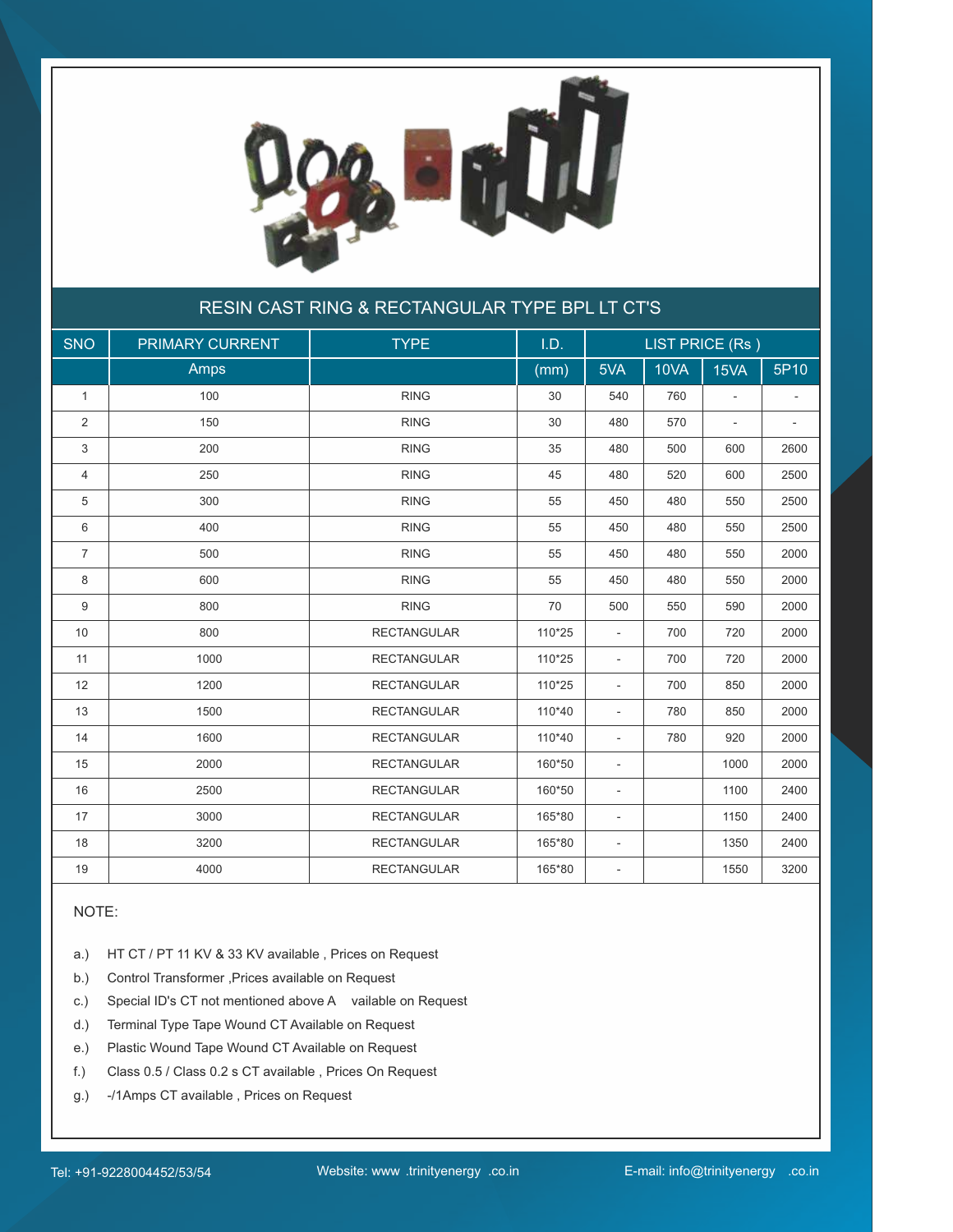## RESIN CAST RING & RECTANGULAR TYPE BPL LT CT'S

| SNO | PRIMARY CURRENT | TYPE | I.D. | LIST PRICE (Rs ) | | | |
|---|---|---|---|---|---|---|---|
| | Amps | | (mm) | 5VA | 10VA | 15VA | 5P10 |
| 1 | 100 | RING | 30 | 540 | 760 | - | - |
| 2 | 150 | RING | 30 | 480 | 570 | - | - |
| 3 | 200 | RING | 35 | 480 | 500 | 600 | 2600 |
| 4 | 250 | RING | 45 | 480 | 520 | 600 | 2500 |
| 5 | 300 | RING | 55 | 450 | 480 | 550 | 2500 |
| 6 | 400 | RING | 55 | 450 | 480 | 550 | 2500 |
| 7 | 500 | RING | 55 | 450 | 480 | 550 | 2000 |
| 8 | 600 | RING | 55 | 450 | 480 | 550 | 2000 |
| 9 | 800 | RING | 70 | 500 | 550 | 590 | 2000 |
| 10 | 800 | RECTANGULAR | 110*25 | - | 700 | 720 | 2000 |
| 11 | 1000 | RECTANGULAR | 110*25 | - | 700 | 720 | 2000 |
| 12 | 1200 | RECTANGULAR | 110*25 | - | 700 | 850 | 2000 |
| 13 | 1500 | RECTANGULAR | 110*40 | - | 780 | 850 | 2000 |
| 14 | 1600 | RECTANGULAR | 110*40 | - | 780 | 920 | 2000 |
| 15 | 2000 | RECTANGULAR | 160*50 | - | | 1000 | 2000 |
| 16 | 2500 | RECTANGULAR | 160*50 | - | | 1100 | 2400 |
| 17 | 3000 | RECTANGULAR | 165*80 | - | | 1150 | 2400 |
| 18 | 3200 | RECTANGULAR | 165*80 | - | | 1350 | 2400 |
| 19 | 4000 | RECTANGULAR | 165*80 | - | | 1550 | 3200 |

NOTE:

a.) HT CT / PT 11 KV & 33 KV available , Prices on Request

b.) Control Transformer ,Prices available on Request

c.) Special ID's CT not mentioned above A vailable on Request

d.) Terminal Type Tape Wound CT Available on Request

e.) Plastic Wound Tape Wound CT Available on Request

f.) Class 0.5 / Class 0.2 s CT available , Prices On Request

g.) -/1Amps CT available , Prices on Request

Tel: +91-9228004452/53/54 Website: www .trinityenergy .co.in E-mail: info@trinityenergy .co.in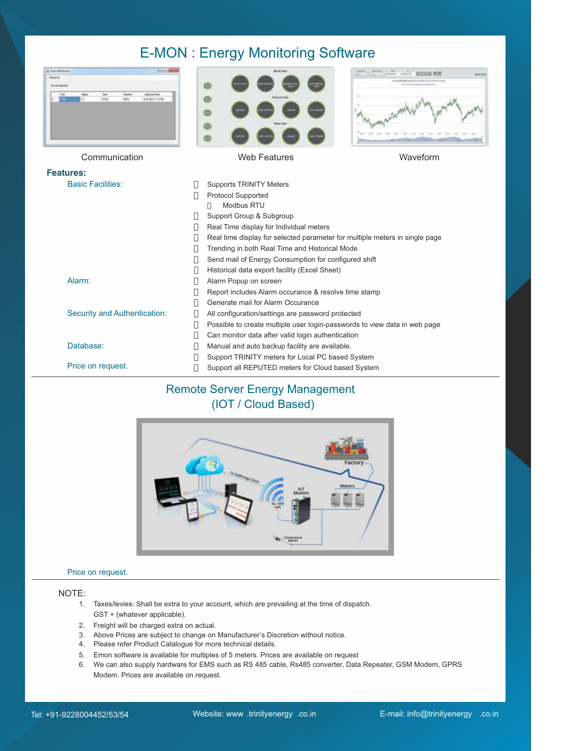# E-MON : Energy Monitoring Software

Communication | Web Features | Waveform

**Features:**

**Basic Facilities:**

- Supports TRINITY Meters
- Protocol Supported
  - Modbus RTU
- Support Group & Subgroup
- Real Time display for Individual meters
- Real time display for selected parameter for multiple meters in single page
- Trending in both Real Time and Historical Mode
- Send mail of Energy Consumption for configured shift
- Historical data export facility (Excel Sheet)

**Alarm:**

- Alarm Popup on screen
- Report includes Alarm occurance & resolve time stamp
- Generate mail for Alarm Occurance

**Security and Authentication:**

- All configuration/settings are password protected
- Possible to create multiple user login-passwords to view data in web page
- Can monitor data after valid login authentication

**Database:**

- Manual and auto backup facility are available.
- Support TRINITY meters for Local PC based System
- Support all REPUTED meters for Cloud based System

Price on request.

## Remote Server Energy Management (IOT / Cloud Based)

Price on request.

NOTE:

1. Taxes/levies: Shall be extra to your account, which are prevailing at the time of dispatch. GST + (whatever applicable).
2. Freight will be charged extra on actual.
3. Above Prices are subject to change on Manufacturer's Discretion without notice.
4. Please refer Product Catalogue for more technical details.
5. Emon software is available for multiples of 5 meters. Prices are available on request
6. We can also supply hardware for EMS such as RS 485 cable, Rs485 converter, Data Repeater, GSM Modem, GPRS Modem. Prices are available on request.

Tel: +91-9228004452/53/54 Website: www.trinityenergy.co.in E-mail: info@trinityenergy.co.in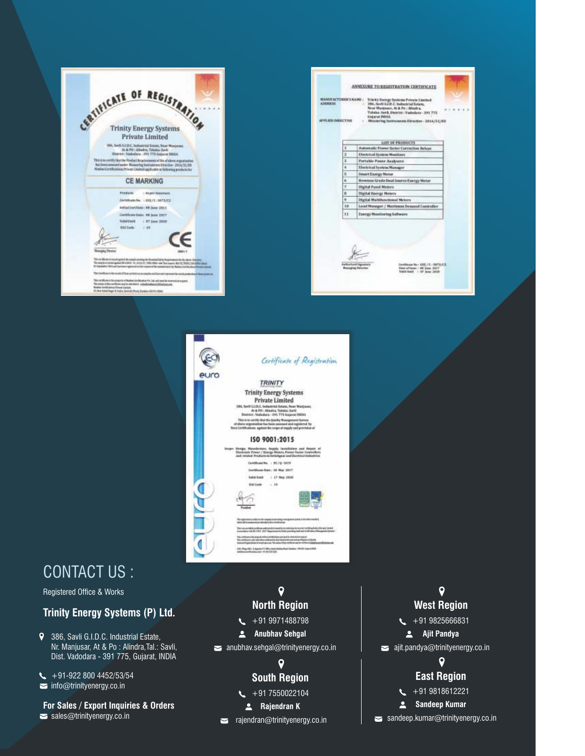CERTIFICATE OF REGISTRATION

Trinity Energy Systems Private Limited

386, Savli G.I.D.C. Industrial Estate, Near Manjusar, At & PO : Alindra, Taluka: Savli District : Vadodara - 391 775 Gujarat INDIA

CE MARKING

ANNEXURE TO REGISTRATION CERTIFICATE

MANUFACTURER'S NAME / ADDRESS : Trinity Energy Systems Private Limited, 386, Savli G.I.D.C. Industrial Estate, Near Manjusar, At & Po : Alindra, Taluka : Savli, District : Vadodara - 391 775 Gujarat INDIA

APPLIED DIRECTIVE : Measuring Instruments Directive - 2014/32/EU

| LIST OF PRODUCTS | |
|---|---|
| 1 | Automatic Power factor Correction Relays |
| 2 | Electrical System Monitors |
| 3 | Portable Power Analysers |
| 4 | Electrical System Manager |
| 5 | Smart Energy Meter |
| 6 | Revenue Grade Dual Source Energy Meter |
| 7 | Digital Panel Meters |
| 8 | Digital Energy Meters |
| 9 | Digital Multifunctional Meters |
| 10 | Load Manager / Maximum Demand Controller |
| 11 | Energy Monitoring Software |

Certificate of Registration

Trinity Energy Systems Private Limited

ISO 9001:2015

# CONTACT US :

Registered Office & Works

## Trinity Energy Systems (P) Ltd.

386, Savli G.I.D.C. Industrial Estate, Nr. Manjusar, At & Po : Alindra, Tal.: Savli, Dist. Vadodara - 391 775, Gujarat, INDIA

+91-922 800 4452/53/54

info@trinityenergy.co.in

**For Sales / Export Inquiries & Orders**

sales@trinityenergy.co.in

### North Region

+91 9971488798

**Anubhav Sehgal**

anubhav.sehgal@trinityenergy.co.in

### West Region

+91 9825666831

**Ajit Pandya**

ajit.pandya@trinityenergy.co.in

### South Region

+91 7550022104

**Rajendran K**

rajendran@trinityenergy.co.in

### East Region

+91 9818612221

**Sandeep Kumar**

sandeep.kumar@trinityenergy.co.in